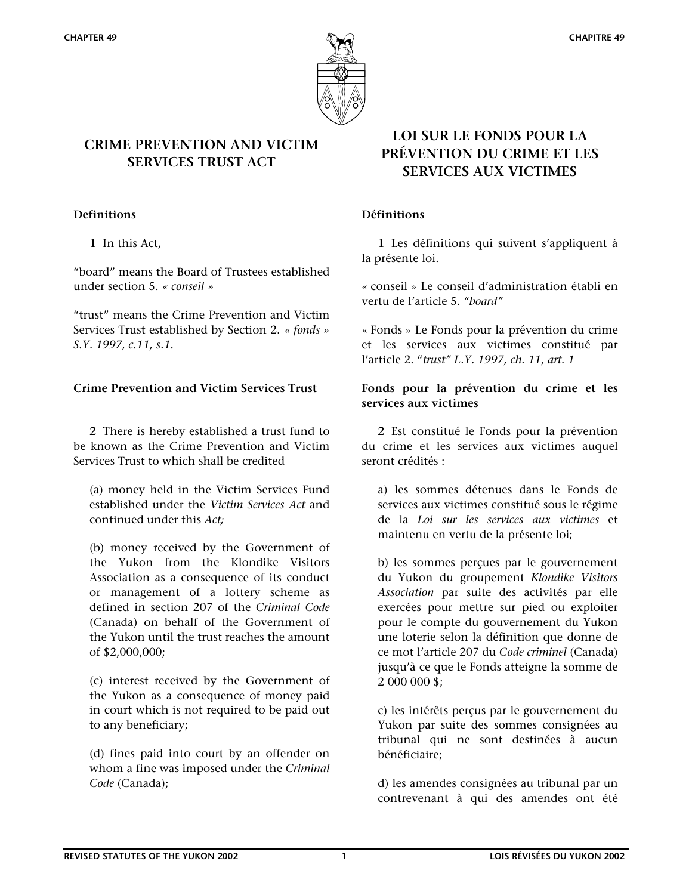# CRIME PREVENTION AND VICTIM SERVICES TRUST ACT

**Definitions**

**1** In this Act,

"board" means the Board of Trustees established under section 5. *« conseil »*

"trust" means the Crime Prevention and Victim Services Trust established by Section 2. *« fonds » S.Y. 1997, c.11, s.1.*

**Crime Prevention and Victim Services Trust**

**2** There is hereby established a trust fund to be known as the Crime Prevention and Victim Services Trust to which shall be credited

(a) money held in the Victim Services Fund established under the *Victim Services Act* and continued under this *Act;*

(b) money received by the Government of the Yukon from the Klondike Visitors Association as a consequence of its conduct or management of a lottery scheme as defined in section 207 of the *Criminal Code* (Canada) on behalf of the Government of the Yukon until the trust reaches the amount of $2,000,000;

(c) interest received by the Government of the Yukon as a consequence of money paid in court which is not required to be paid out to any beneficiary;

(d) fines paid into court by an offender on whom a fine was imposed under the *Criminal Code* (Canada);

# LOI SUR LE FONDS POUR LA PRÉVENTION DU CRIME ET LES SERVICES AUX VICTIMES

**Définitions**

**1** Les définitions qui suivent s'appliquent à la présente loi.

« conseil » Le conseil d'administration établi en vertu de l'article 5. *"board"*

« Fonds » Le Fonds pour la prévention du crime et les services aux victimes constitué par l'article 2. *"trust" L.Y. 1997, ch. 11, art. 1*

**Fonds pour la prévention du crime et les services aux victimes**

**2** Est constitué le Fonds pour la prévention du crime et les services aux victimes auquel seront crédités :

a) les sommes détenues dans le Fonds de services aux victimes constitué sous le régime de la *Loi sur les services aux victimes* et maintenu en vertu de la présente loi;

b) les sommes perçues par le gouvernement du Yukon du groupement *Klondike Visitors Association* par suite des activités par elle exercées pour mettre sur pied ou exploiter pour le compte du gouvernement du Yukon une loterie selon la définition que donne de ce mot l'article 207 du *Code criminel* (Canada) jusqu'à ce que le Fonds atteigne la somme de 2 000 000 $;

c) les intérêts perçus par le gouvernement du Yukon par suite des sommes consignées au tribunal qui ne sont destinées à aucun bénéficiaire;

d) les amendes consignées au tribunal par un contrevenant à qui des amendes ont été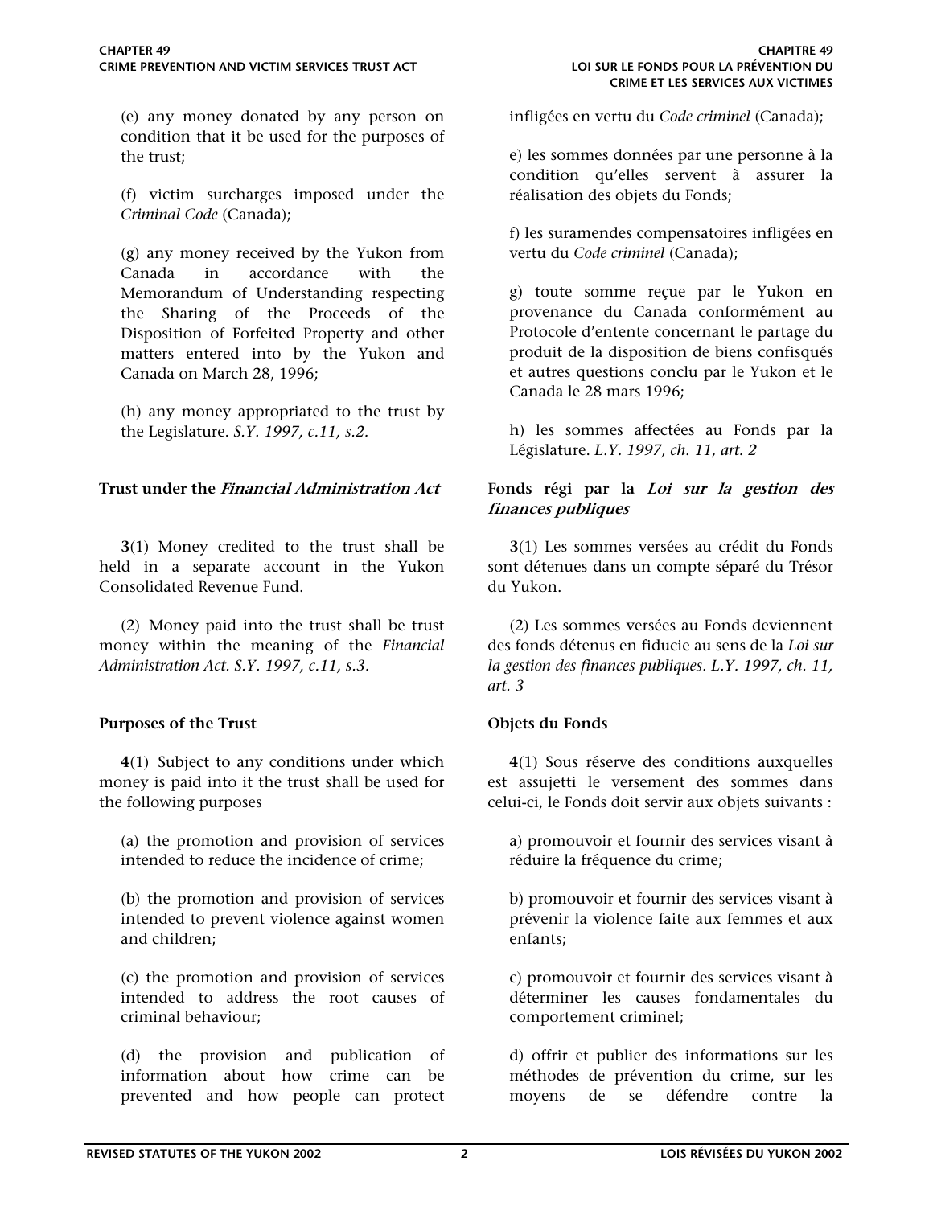(e) any money donated by any person on condition that it be used for the purposes of the trust;

(f) victim surcharges imposed under the *Criminal Code* (Canada);

(g) any money received by the Yukon from Canada in accordance with the Memorandum of Understanding respecting the Sharing of the Proceeds of the Disposition of Forfeited Property and other matters entered into by the Yukon and Canada on March 28, 1996;

(h) any money appropriated to the trust by the Legislature. *S.Y. 1997, c.11, s.2.*

**Trust under the *Financial Administration Act***

**3**(1) Money credited to the trust shall be held in a separate account in the Yukon Consolidated Revenue Fund.

(2) Money paid into the trust shall be trust money within the meaning of the *Financial Administration Act. S.Y. 1997, c.11, s.3.*

**Purposes of the Trust**

**4**(1) Subject to any conditions under which money is paid into it the trust shall be used for the following purposes

(a) the promotion and provision of services intended to reduce the incidence of crime;

(b) the promotion and provision of services intended to prevent violence against women and children;

(c) the promotion and provision of services intended to address the root causes of criminal behaviour;

(d) the provision and publication of information about how crime can be prevented and how people can protect

infligées en vertu du *Code criminel* (Canada);

e) les sommes données par une personne à la condition qu'elles servent à assurer la réalisation des objets du Fonds;

f) les suramendes compensatoires infligées en vertu du *Code criminel* (Canada);

g) toute somme reçue par le Yukon en provenance du Canada conformément au Protocole d'entente concernant le partage du produit de la disposition de biens confisqués et autres questions conclu par le Yukon et le Canada le 28 mars 1996;

h) les sommes affectées au Fonds par la Législature. *L.Y. 1997, ch. 11, art. 2*

**Fonds régi par la *Loi sur la gestion des finances publiques***

**3**(1) Les sommes versées au crédit du Fonds sont détenues dans un compte séparé du Trésor du Yukon.

(2) Les sommes versées au Fonds deviennent des fonds détenus en fiducie au sens de la *Loi sur la gestion des finances publiques. L.Y. 1997, ch. 11, art. 3*

**Objets du Fonds**

**4**(1) Sous réserve des conditions auxquelles est assujetti le versement des sommes dans celui-ci, le Fonds doit servir aux objets suivants :

a) promouvoir et fournir des services visant à réduire la fréquence du crime;

b) promouvoir et fournir des services visant à prévenir la violence faite aux femmes et aux enfants;

c) promouvoir et fournir des services visant à déterminer les causes fondamentales du comportement criminel;

d) offrir et publier des informations sur les méthodes de prévention du crime, sur les moyens de se défendre contre la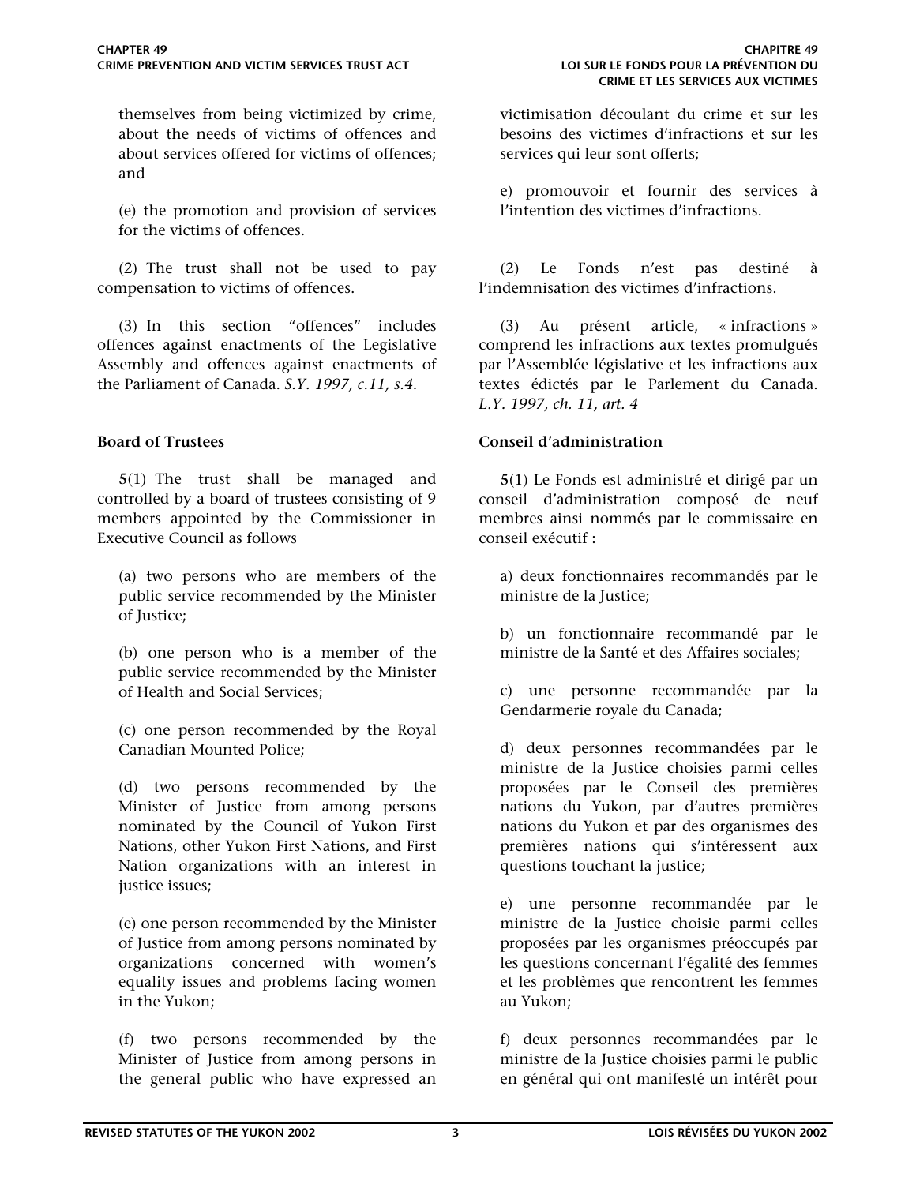themselves from being victimized by crime, about the needs of victims of offences and about services offered for victims of offences; and

(e) the promotion and provision of services for the victims of offences.

(2) The trust shall not be used to pay compensation to victims of offences.

(3) In this section "offences" includes offences against enactments of the Legislative Assembly and offences against enactments of the Parliament of Canada. *S.Y. 1997, c.11, s.4.*

**Board of Trustees**

**5**(1) The trust shall be managed and controlled by a board of trustees consisting of 9 members appointed by the Commissioner in Executive Council as follows

(a) two persons who are members of the public service recommended by the Minister of Justice;

(b) one person who is a member of the public service recommended by the Minister of Health and Social Services;

(c) one person recommended by the Royal Canadian Mounted Police;

(d) two persons recommended by the Minister of Justice from among persons nominated by the Council of Yukon First Nations, other Yukon First Nations, and First Nation organizations with an interest in justice issues;

(e) one person recommended by the Minister of Justice from among persons nominated by organizations concerned with women's equality issues and problems facing women in the Yukon;

(f) two persons recommended by the Minister of Justice from among persons in the general public who have expressed an

victimisation découlant du crime et sur les besoins des victimes d'infractions et sur les services qui leur sont offerts;

e) promouvoir et fournir des services à l'intention des victimes d'infractions.

(2) Le Fonds n'est pas destiné à l'indemnisation des victimes d'infractions.

(3) Au présent article, « infractions » comprend les infractions aux textes promulgués par l'Assemblée législative et les infractions aux textes édictés par le Parlement du Canada. *L.Y. 1997, ch. 11, art. 4*

**Conseil d'administration**

**5**(1) Le Fonds est administré et dirigé par un conseil d'administration composé de neuf membres ainsi nommés par le commissaire en conseil exécutif :

a) deux fonctionnaires recommandés par le ministre de la Justice;

b) un fonctionnaire recommandé par le ministre de la Santé et des Affaires sociales;

c) une personne recommandée par la Gendarmerie royale du Canada;

d) deux personnes recommandées par le ministre de la Justice choisies parmi celles proposées par le Conseil des premières nations du Yukon, par d'autres premières nations du Yukon et par des organismes des premières nations qui s'intéressent aux questions touchant la justice;

e) une personne recommandée par le ministre de la Justice choisie parmi celles proposées par les organismes préoccupés par les questions concernant l'égalité des femmes et les problèmes que rencontrent les femmes au Yukon;

f) deux personnes recommandées par le ministre de la Justice choisies parmi le public en général qui ont manifesté un intérêt pour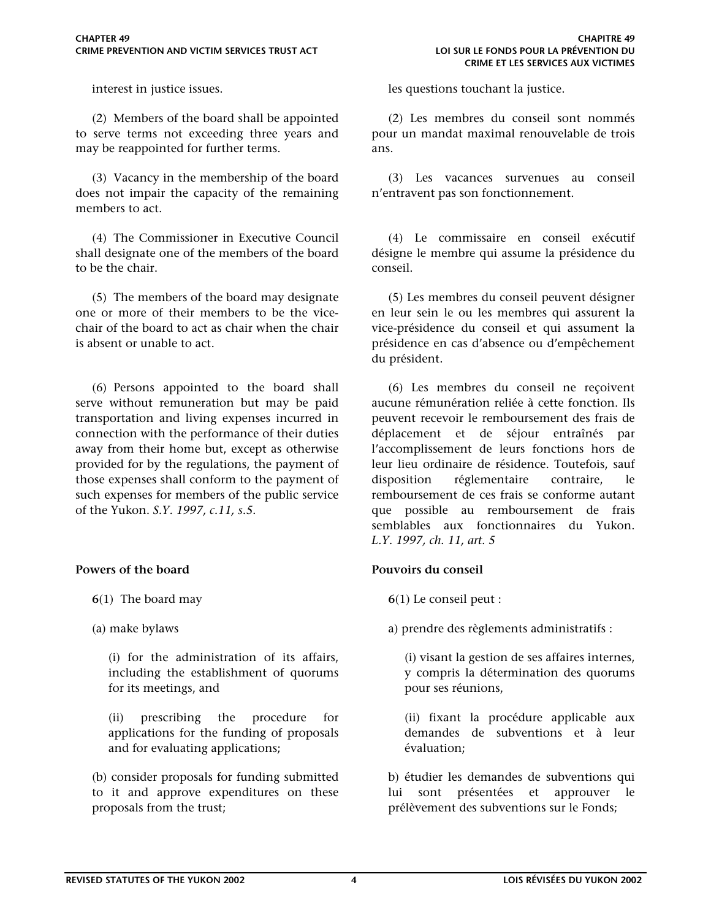interest in justice issues.

(2) Members of the board shall be appointed to serve terms not exceeding three years and may be reappointed for further terms.

(3) Vacancy in the membership of the board does not impair the capacity of the remaining members to act.

(4) The Commissioner in Executive Council shall designate one of the members of the board to be the chair.

(5) The members of the board may designate one or more of their members to be the vice-chair of the board to act as chair when the chair is absent or unable to act.

(6) Persons appointed to the board shall serve without remuneration but may be paid transportation and living expenses incurred in connection with the performance of their duties away from their home but, except as otherwise provided for by the regulations, the payment of those expenses shall conform to the payment of such expenses for members of the public service of the Yukon. *S.Y. 1997, c.11, s.5.*

**Powers of the board**

**6**(1) The board may

(a) make bylaws

(i) for the administration of its affairs, including the establishment of quorums for its meetings, and

(ii) prescribing the procedure for applications for the funding of proposals and for evaluating applications;

(b) consider proposals for funding submitted to it and approve expenditures on these proposals from the trust;

les questions touchant la justice.

(2) Les membres du conseil sont nommés pour un mandat maximal renouvelable de trois ans.

(3) Les vacances survenues au conseil n'entravent pas son fonctionnement.

(4) Le commissaire en conseil exécutif désigne le membre qui assume la présidence du conseil.

(5) Les membres du conseil peuvent désigner en leur sein le ou les membres qui assurent la vice-présidence du conseil et qui assument la présidence en cas d'absence ou d'empêchement du président.

(6) Les membres du conseil ne reçoivent aucune rémunération reliée à cette fonction. Ils peuvent recevoir le remboursement des frais de déplacement et de séjour entraînés par l'accomplissement de leurs fonctions hors de leur lieu ordinaire de résidence. Toutefois, sauf disposition réglementaire contraire, le remboursement de ces frais se conforme autant que possible au remboursement de frais semblables aux fonctionnaires du Yukon. *L.Y. 1997, ch. 11, art. 5*

**Pouvoirs du conseil**

**6**(1) Le conseil peut :

a) prendre des règlements administratifs :

(i) visant la gestion de ses affaires internes, y compris la détermination des quorums pour ses réunions,

(ii) fixant la procédure applicable aux demandes de subventions et à leur évaluation;

b) étudier les demandes de subventions qui lui sont présentées et approuver le prélèvement des subventions sur le Fonds;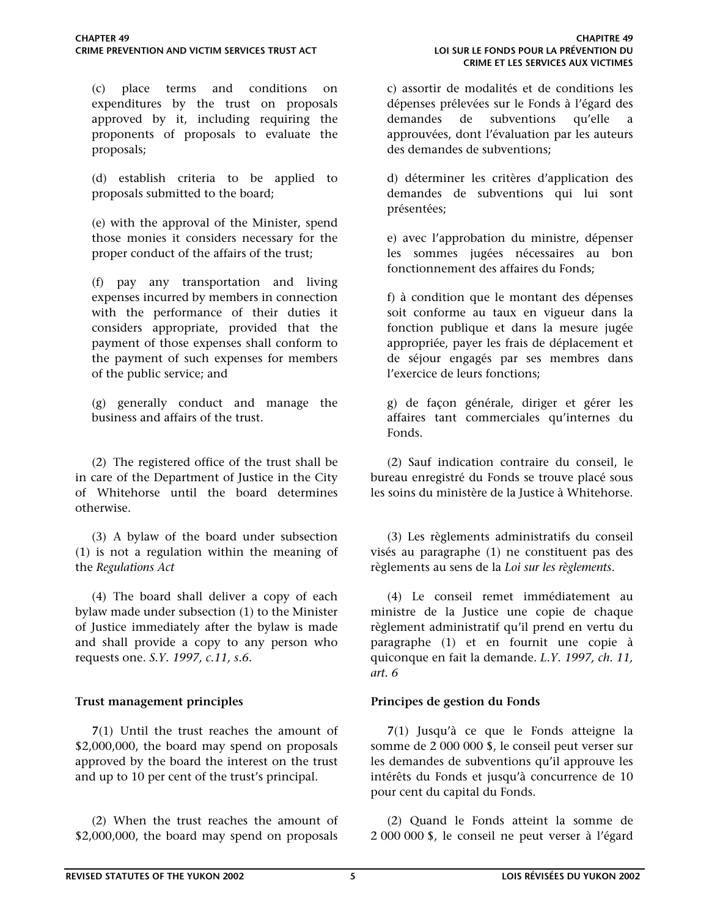(c) place terms and conditions on expenditures by the trust on proposals approved by it, including requiring the proponents of proposals to evaluate the proposals;

(d) establish criteria to be applied to proposals submitted to the board;

(e) with the approval of the Minister, spend those monies it considers necessary for the proper conduct of the affairs of the trust;

(f) pay any transportation and living expenses incurred by members in connection with the performance of their duties it considers appropriate, provided that the payment of those expenses shall conform to the payment of such expenses for members of the public service; and

(g) generally conduct and manage the business and affairs of the trust.

(2) The registered office of the trust shall be in care of the Department of Justice in the City of Whitehorse until the board determines otherwise.

(3) A bylaw of the board under subsection (1) is not a regulation within the meaning of the *Regulations Act*

(4) The board shall deliver a copy of each bylaw made under subsection (1) to the Minister of Justice immediately after the bylaw is made and shall provide a copy to any person who requests one. *S.Y. 1997, c.11, s.6.*

c) assortir de modalités et de conditions les dépenses prélevées sur le Fonds à l'égard des demandes de subventions qu'elle a approuvées, dont l'évaluation par les auteurs des demandes de subventions;

d) déterminer les critères d'application des demandes de subventions qui lui sont présentées;

e) avec l'approbation du ministre, dépenser les sommes jugées nécessaires au bon fonctionnement des affaires du Fonds;

f) à condition que le montant des dépenses soit conforme au taux en vigueur dans la fonction publique et dans la mesure jugée appropriée, payer les frais de déplacement et de séjour engagés par ses membres dans l'exercice de leurs fonctions;

g) de façon générale, diriger et gérer les affaires tant commerciales qu'internes du Fonds.

(2) Sauf indication contraire du conseil, le bureau enregistré du Fonds se trouve placé sous les soins du ministère de la Justice à Whitehorse.

(3) Les règlements administratifs du conseil visés au paragraphe (1) ne constituent pas des règlements au sens de la *Loi sur les règlements*.

(4) Le conseil remet immédiatement au ministre de la Justice une copie de chaque règlement administratif qu'il prend en vertu du paragraphe (1) et en fournit une copie à quiconque en fait la demande. *L.Y. 1997, ch. 11, art. 6*

**Trust management principles**

**7**(1) Until the trust reaches the amount of \$2,000,000, the board may spend on proposals approved by the board the interest on the trust and up to 10 per cent of the trust's principal.

(2) When the trust reaches the amount of \$2,000,000, the board may spend on proposals

**Principes de gestion du Fonds**

**7**(1) Jusqu'à ce que le Fonds atteigne la somme de 2 000 000 \$, le conseil peut verser sur les demandes de subventions qu'il approuve les intérêts du Fonds et jusqu'à concurrence de 10 pour cent du capital du Fonds.

(2) Quand le Fonds atteint la somme de 2 000 000 \$, le conseil ne peut verser à l'égard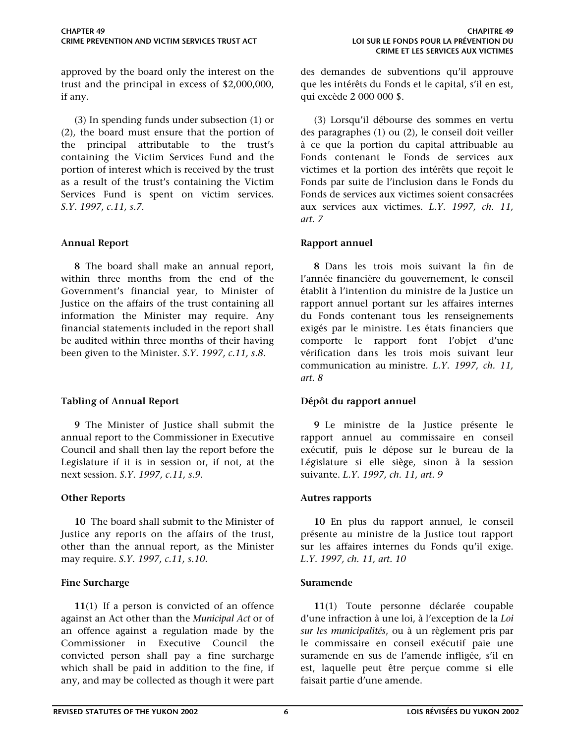approved by the board only the interest on the trust and the principal in excess of $2,000,000, if any.

(3) In spending funds under subsection (1) or (2), the board must ensure that the portion of the principal attributable to the trust's containing the Victim Services Fund and the portion of interest which is received by the trust as a result of the trust's containing the Victim Services Fund is spent on victim services. *S.Y. 1997, c.11, s.7.*

**Annual Report**

**8** The board shall make an annual report, within three months from the end of the Government's financial year, to Minister of Justice on the affairs of the trust containing all information the Minister may require. Any financial statements included in the report shall be audited within three months of their having been given to the Minister. *S.Y. 1997, c.11, s.8.*

**Tabling of Annual Report**

**9** The Minister of Justice shall submit the annual report to the Commissioner in Executive Council and shall then lay the report before the Legislature if it is in session or, if not, at the next session. *S.Y. 1997, c.11, s.9.*

**Other Reports**

**10** The board shall submit to the Minister of Justice any reports on the affairs of the trust, other than the annual report, as the Minister may require. *S.Y. 1997, c.11, s.10.*

**Fine Surcharge**

**11**(1) If a person is convicted of an offence against an Act other than the *Municipal Act* or of an offence against a regulation made by the Commissioner in Executive Council the convicted person shall pay a fine surcharge which shall be paid in addition to the fine, if any, and may be collected as though it were part

des demandes de subventions qu'il approuve que les intérêts du Fonds et le capital, s'il en est, qui excède 2 000 000 $.

(3) Lorsqu'il débourse des sommes en vertu des paragraphes (1) ou (2), le conseil doit veiller à ce que la portion du capital attribuable au Fonds contenant le Fonds de services aux victimes et la portion des intérêts que reçoit le Fonds par suite de l'inclusion dans le Fonds du Fonds de services aux victimes soient consacrées aux services aux victimes. *L.Y. 1997, ch. 11, art. 7*

**Rapport annuel**

**8** Dans les trois mois suivant la fin de l'année financière du gouvernement, le conseil établit à l'intention du ministre de la Justice un rapport annuel portant sur les affaires internes du Fonds contenant tous les renseignements exigés par le ministre. Les états financiers que comporte le rapport font l'objet d'une vérification dans les trois mois suivant leur communication au ministre. *L.Y. 1997, ch. 11, art. 8*

**Dépôt du rapport annuel**

**9** Le ministre de la Justice présente le rapport annuel au commissaire en conseil exécutif, puis le dépose sur le bureau de la Législature si elle siège, sinon à la session suivante. *L.Y. 1997, ch. 11, art. 9*

**Autres rapports**

**10** En plus du rapport annuel, le conseil présente au ministre de la Justice tout rapport sur les affaires internes du Fonds qu'il exige. *L.Y. 1997, ch. 11, art. 10*

**Suramende**

**11**(1) Toute personne déclarée coupable d'une infraction à une loi, à l'exception de la *Loi sur les municipalités*, ou à un règlement pris par le commissaire en conseil exécutif paie une suramende en sus de l'amende infligée, s'il en est, laquelle peut être perçue comme si elle faisait partie d'une amende.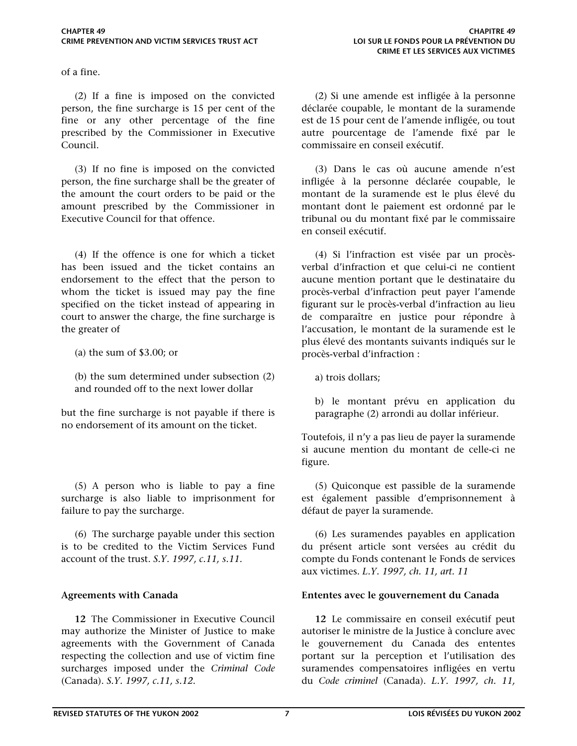of a fine.

(2) If a fine is imposed on the convicted person, the fine surcharge is 15 per cent of the fine or any other percentage of the fine prescribed by the Commissioner in Executive Council.

(3) If no fine is imposed on the convicted person, the fine surcharge shall be the greater of the amount the court orders to be paid or the amount prescribed by the Commissioner in Executive Council for that offence.

(4) If the offence is one for which a ticket has been issued and the ticket contains an endorsement to the effect that the person to whom the ticket is issued may pay the fine specified on the ticket instead of appearing in court to answer the charge, the fine surcharge is the greater of

(a) the sum of $3.00; or

(b) the sum determined under subsection (2) and rounded off to the next lower dollar

but the fine surcharge is not payable if there is no endorsement of its amount on the ticket.

(5) A person who is liable to pay a fine surcharge is also liable to imprisonment for failure to pay the surcharge.

(6) The surcharge payable under this section is to be credited to the Victim Services Fund account of the trust. *S.Y. 1997, c.11, s.11.*

**Agreements with Canada**

**12** The Commissioner in Executive Council may authorize the Minister of Justice to make agreements with the Government of Canada respecting the collection and use of victim fine surcharges imposed under the *Criminal Code* (Canada). *S.Y. 1997, c.11, s.12.*

(2) Si une amende est infligée à la personne déclarée coupable, le montant de la suramende est de 15 pour cent de l'amende infligée, ou tout autre pourcentage de l'amende fixé par le commissaire en conseil exécutif.

(3) Dans le cas où aucune amende n'est infligée à la personne déclarée coupable, le montant de la suramende est le plus élevé du montant dont le paiement est ordonné par le tribunal ou du montant fixé par le commissaire en conseil exécutif.

(4) Si l'infraction est visée par un procès-verbal d'infraction et que celui-ci ne contient aucune mention portant que le destinataire du procès-verbal d'infraction peut payer l'amende figurant sur le procès-verbal d'infraction au lieu de comparaître en justice pour répondre à l'accusation, le montant de la suramende est le plus élevé des montants suivants indiqués sur le procès-verbal d'infraction :

a) trois dollars;

b) le montant prévu en application du paragraphe (2) arrondi au dollar inférieur.

Toutefois, il n'y a pas lieu de payer la suramende si aucune mention du montant de celle-ci ne figure.

(5) Quiconque est passible de la suramende est également passible d'emprisonnement à défaut de payer la suramende.

(6) Les suramendes payables en application du présent article sont versées au crédit du compte du Fonds contenant le Fonds de services aux victimes. *L.Y. 1997, ch. 11, art. 11*

**Ententes avec le gouvernement du Canada**

**12** Le commissaire en conseil exécutif peut autoriser le ministre de la Justice à conclure avec le gouvernement du Canada des ententes portant sur la perception et l'utilisation des suramendes compensatoires infligées en vertu du *Code criminel* (Canada). *L.Y. 1997, ch. 11,*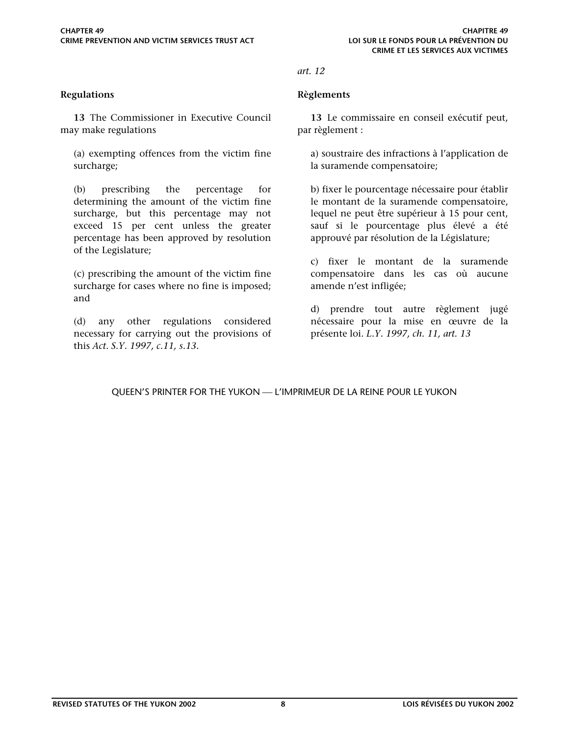*art. 12*

**Regulations**

**13** The Commissioner in Executive Council may make regulations

(a) exempting offences from the victim fine surcharge;

(b) prescribing the percentage for determining the amount of the victim fine surcharge, but this percentage may not exceed 15 per cent unless the greater percentage has been approved by resolution of the Legislature;

(c) prescribing the amount of the victim fine surcharge for cases where no fine is imposed; and

(d) any other regulations considered necessary for carrying out the provisions of this *Act. S.Y. 1997, c.11, s.13.*

**Règlements**

**13** Le commissaire en conseil exécutif peut, par règlement :

a) soustraire des infractions à l'application de la suramende compensatoire;

b) fixer le pourcentage nécessaire pour établir le montant de la suramende compensatoire, lequel ne peut être supérieur à 15 pour cent, sauf si le pourcentage plus élevé a été approuvé par résolution de la Législature;

c) fixer le montant de la suramende compensatoire dans les cas où aucune amende n'est infligée;

d) prendre tout autre règlement jugé nécessaire pour la mise en œuvre de la présente loi. *L.Y. 1997, ch. 11, art. 13*

QUEEN'S PRINTER FOR THE YUKON — L'IMPRIMEUR DE LA REINE POUR LE YUKON